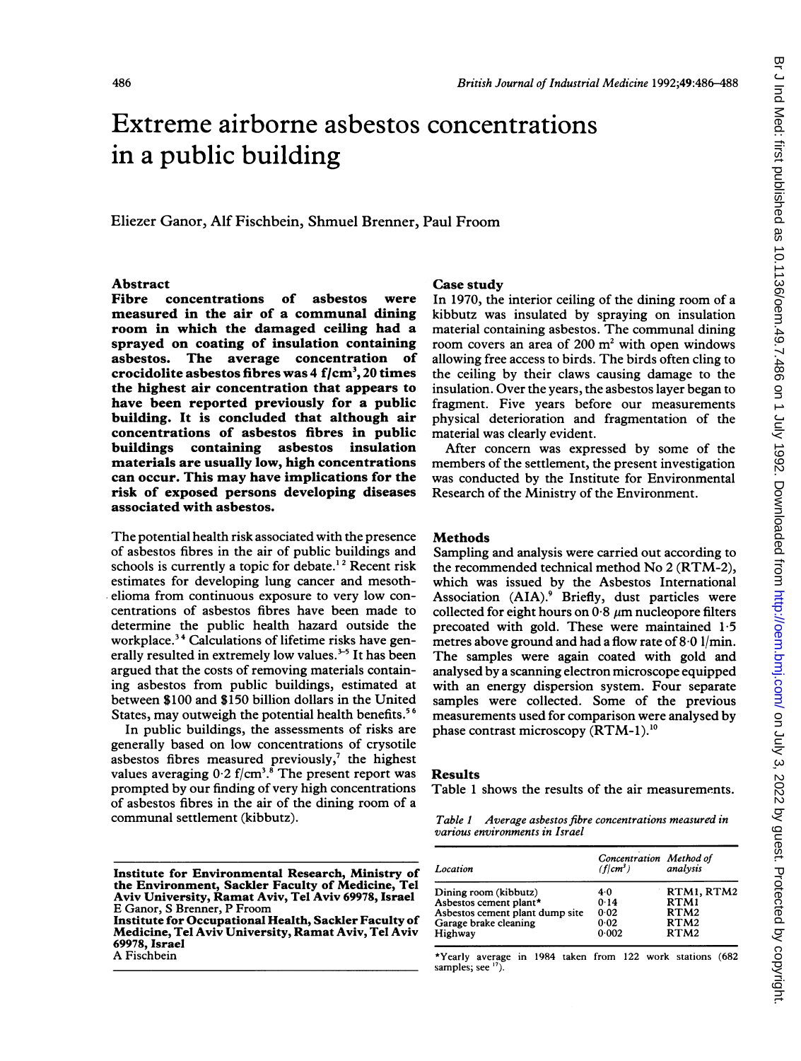# Extreme airborne asbestos concentrations in a public building

Eliezer Ganor, Alf Fischbein, Shmuel Brenner, Paul Froom

## Abstract

**Fibre concentrations of asbestos were measured in the air of a communal dining room in which the damaged ceiling had a sprayed on coating of insulation containing asbestos. The average concentration of crocidolite asbestos fibres was 4 f/cm³, 20 times the highest air concentration that appears to have been reported previously for a public building. It is concluded that although air concentrations of asbestos fibres in public buildings containing asbestos insulation materials are usually low, high concentrations can occur. This may have implications for the risk of exposed persons developing diseases associated with asbestos.**

The potential health risk associated with the presence of asbestos fibres in the air of public buildings and schools is currently a topic for debate.[1 2] Recent risk estimates for developing lung cancer and mesothelioma from continuous exposure to very low concentrations of asbestos fibres have been made to determine the public health hazard outside the workplace.[3 4] Calculations of lifetime risks have generally resulted in extremely low values.[3-5] It has been argued that the costs of removing materials containing asbestos from public buildings, estimated at between $100 and $150 billion dollars in the United States, may outweigh the potential health benefits.[5 6]

In public buildings, the assessments of risks are generally based on low concentrations of crysotile asbestos fibres measured previously,[7] the highest values averaging 0·2 f/cm³.[8] The present report was prompted by our finding of very high concentrations of asbestos fibres in the air of the dining room of a communal settlement (kibbutz).

**Institute for Environmental Research, Ministry of the Environment, Sackler Faculty of Medicine, Tel Aviv University, Ramat Aviv, Tel Aviv 69978, Israel**
E Ganor, S Brenner, P Froom
**Institute for Occupational Health, Sackler Faculty of Medicine, Tel Aviv University, Ramat Aviv, Tel Aviv 69978, Israel**
A Fischbein

## Case study

In 1970, the interior ceiling of the dining room of a kibbutz was insulated by spraying on insulation material containing asbestos. The communal dining room covers an area of 200 m² with open windows allowing free access to birds. The birds often cling to the ceiling by their claws causing damage to the insulation. Over the years, the asbestos layer began to fragment. Five years before our measurements physical deterioration and fragmentation of the material was clearly evident.

After concern was expressed by some of the members of the settlement, the present investigation was conducted by the Institute for Environmental Research of the Ministry of the Environment.

## Methods

Sampling and analysis were carried out according to the recommended technical method No 2 (RTM-2), which was issued by the Asbestos International Association (AIA).[9] Briefly, dust particles were collected for eight hours on 0·8 μm nucleopore filters precoated with gold. These were maintained 1·5 metres above ground and had a flow rate of 8·0 l/min. The samples were again coated with gold and analysed by a scanning electron microscope equipped with an energy dispersion system. Four separate samples were collected. Some of the previous measurements used for comparison were analysed by phase contrast microscopy (RTM-1).[10]

## Results

Table 1 shows the results of the air measurements.

*Table 1 Average asbestos fibre concentrations measured in various environments in Israel*

| Location | Concentration (f/cm³) | Method of analysis |
|---|---|---|
| Dining room (kibbutz) | 4·0 | RTM1, RTM2 |
| Asbestos cement plant* | 0·14 | RTM1 |
| Asbestos cement plant dump site | 0·02 | RTM2 |
| Garage brake cleaning | 0·02 | RTM2 |
| Highway | 0·002 | RTM2 |

*Yearly average in 1984 taken from 122 work stations (682 samples; see [17]).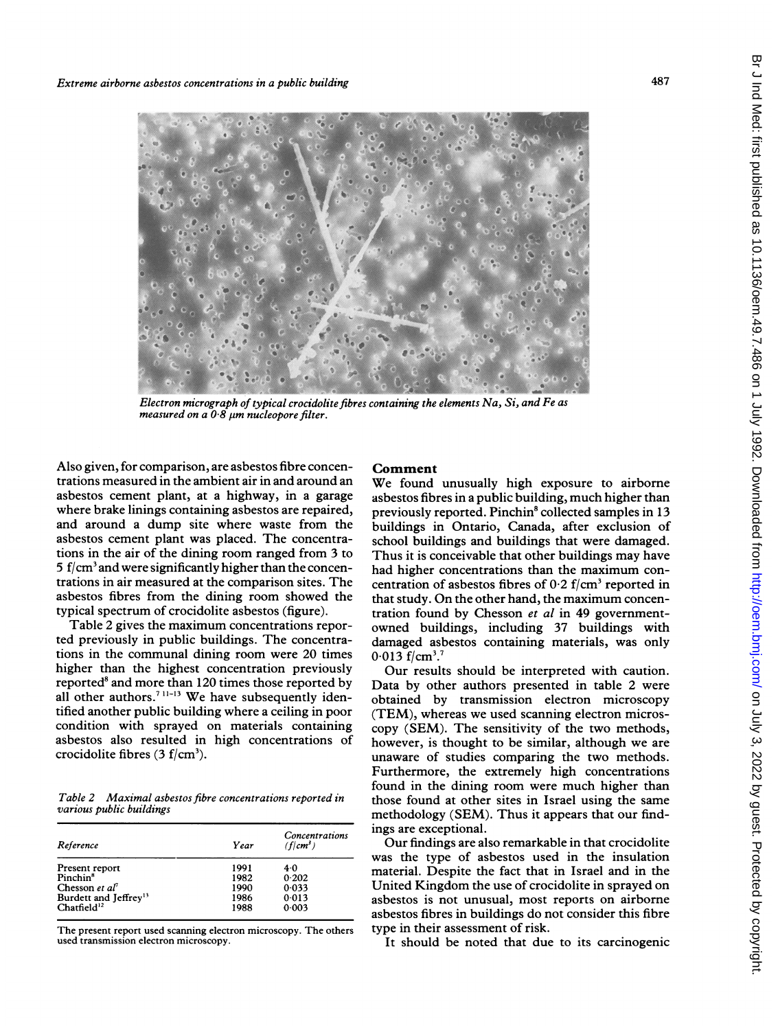Electron micrograph of typical crocidolite fibres containing the elements Na, Si, and Fe as measured on a 0·8 μm nucleopore filter.

Also given, for comparison, are asbestos fibre concentrations measured in the ambient air in and around an asbestos cement plant, at a highway, in a garage where brake linings containing asbestos are repaired, and around a dump site where waste from the asbestos cement plant was placed. The concentrations in the air of the dining room ranged from 3 to 5 f/cm$^3$ and were significantly higher than the concentrations in air measured at the comparison sites. The asbestos fibres from the dining room showed the typical spectrum of crocidolite asbestos (figure).

Table 2 gives the maximum concentrations reported previously in public buildings. The concentrations in the communal dining room were 20 times higher than the highest concentration previously reported[8] and more than 120 times those reported by all other authors.[7 11–13] We have subsequently identified another public building where a ceiling in poor condition with sprayed on materials containing asbestos also resulted in high concentrations of crocidolite fibres (3 f/cm$^3$).

*Table 2 Maximal asbestos fibre concentrations reported in various public buildings*

| Reference | Year | Concentrations (f/cm$^3$) |
|---|---|---|
| Present report | 1991 | 4·0 |
| Pinchin[8] | 1982 | 0·202 |
| Chesson *et al*[7] | 1990 | 0·033 |
| Burdett and Jeffrey[13] | 1986 | 0·013 |
| Chatfield[12] | 1988 | 0·003 |

The present report used scanning electron microscopy. The others used transmission electron microscopy.

## Comment

We found unusually high exposure to airborne asbestos fibres in a public building, much higher than previously reported. Pinchin[8] collected samples in 13 buildings in Ontario, Canada, after exclusion of school buildings and buildings that were damaged. Thus it is conceivable that other buildings may have had higher concentrations than the maximum concentration of asbestos fibres of 0·2 f/cm$^3$ reported in that study. On the other hand, the maximum concentration found by Chesson *et al* in 49 government-owned buildings, including 37 buildings with damaged asbestos containing materials, was only 0·013 f/cm$^3$.[7]

Our results should be interpreted with caution. Data by other authors presented in table 2 were obtained by transmission electron microscopy (TEM), whereas we used scanning electron microscopy (SEM). The sensitivity of the two methods, however, is thought to be similar, although we are unaware of studies comparing the two methods. Furthermore, the extremely high concentrations found in the dining room were much higher than those found at other sites in Israel using the same methodology (SEM). Thus it appears that our findings are exceptional.

Our findings are also remarkable in that crocidolite was the type of asbestos used in the insulation material. Despite the fact that in Israel and in the United Kingdom the use of crocidolite in sprayed on asbestos is not unusual, most reports on airborne asbestos fibres in buildings do not consider this fibre type in their assessment of risk.

It should be noted that due to its carcinogenic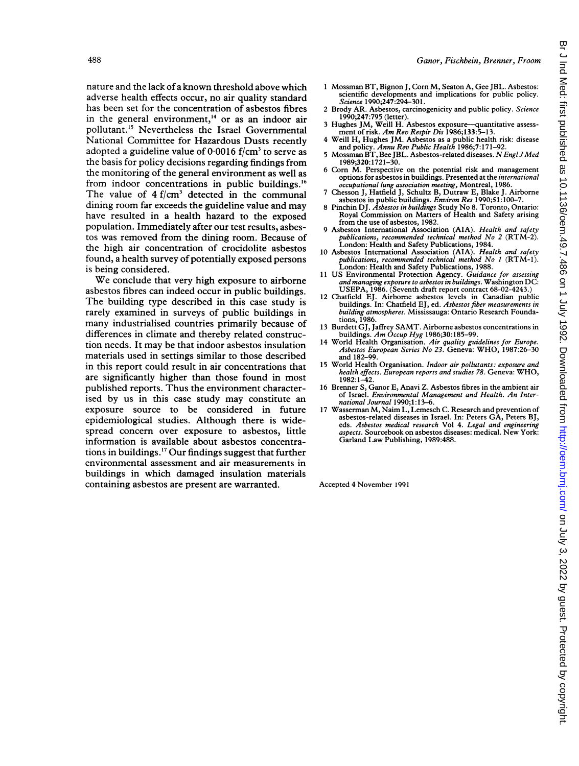nature and the lack of a known threshold above which adverse health effects occur, no air quality standard has been set for the concentration of asbestos fibres in the general environment,[14] or as an indoor air pollutant.[15] Nevertheless the Israel Governmental National Committee for Hazardous Dusts recently adopted a guideline value of 0·0016 f/cm$^3$ to serve as the basis for policy decisions regarding findings from the monitoring of the general environment as well as from indoor concentrations in public buildings.[16] The value of 4 f/cm$^3$ detected in the communal dining room far exceeds the guideline value and may have resulted in a health hazard to the exposed population. Immediately after our test results, asbestos was removed from the dining room. Because of the high air concentration of crocidolite asbestos found, a health survey of potentially exposed persons is being considered.

We conclude that very high exposure to airborne asbestos fibres can indeed occur in public buildings. The building type described in this case study is rarely examined in surveys of public buildings in many industrialised countries primarily because of differences in climate and thereby related construction needs. It may be that indoor asbestos insulation materials used in settings similar to those described in this report could result in air concentrations that are significantly higher than those found in most published reports. Thus the environment characterised by us in this case study may constitute an exposure source to be considered in future epidemiological studies. Although there is widespread concern over exposure to asbestos, little information is available about asbestos concentrations in buildings.[17] Our findings suggest that further environmental assessment and air measurements in buildings in which damaged insulation materials containing asbestos are present are warranted.

1. Mossman BT, Bignon J, Corn M, Seaton A, Gee JBL. Asbestos: scientific developments and implications for public policy. *Science* 1990;**247**:294–301.
2. Brody AR. Asbestos, carcinogenicity and public policy. *Science* 1990;**247**:795 (letter).
3. Hughes JM, Weill H. Asbestos exposure—quantitative assessment of risk. *Am Rev Respir Dis* 1986;**133**:5–13.
4. Weill H, Hughes JM. Asbestos as a public health risk: disease and policy. *Annu Rev Public Health* 1986;**7**:171–92.
5. Mossman BT, Bee JBL. Asbestos-related diseases. *N Engl J Med* 1989;**320**:1721–30.
6. Corn M. Perspective on the potential risk and management options for asbestos in buildings. Presented at the *international occupational lung association meeting*, Montreal, 1986.
7. Chesson J, Hatfield J, Schultz B, Dutraw E, Blake J. Airborne asbestos in public buildings. *Environ Res* 1990;**51**:100–7.
8. Pinchin DJ. *Asbestos in buildings* Study No 8. Toronto, Ontario: Royal Commission on Matters of Health and Safety arising from the use of asbestos, 1982.
9. Asbestos International Association (AIA). *Health and safety publications, recommended technical method No 2* (RTM-2). London: Health and Safety Publications, 1984.
10. Asbestos International Association (AIA). *Health and safety publications, recommended technical method No 1* (RTM-1). London: Health and Safety Publications, 1988.
11. US Environmental Protection Agency. *Guidance for assessing and managing exposure to asbestos in buildings*. Washington DC: USEPA, 1986. (Seventh draft report contract 68-02-4243.)
12. Chatfield EJ. Airborne asbestos levels in Canadian public buildings. In: Chatfield EJ, ed. *Asbestos fiber measurements in building atmospheres*. Mississauga: Ontario Research Foundations, 1986.
13. Burdett GJ, Jaffrey SAMT. Airborne asbestos concentrations in buildings. *Am Occup Hyg* 1986;**30**:185–99.
14. World Health Organisation. *Air quality guidelines for Europe. Asbestos European Series No 23*. Geneva: WHO, 1987:26–30 and 182–99.
15. World Health Organisation. *Indoor air pollutants: exposure and health effects. European reports and studies 78*. Geneva: WHO, 1982:1–42.
16. Brenner S, Ganor E, Anavi Z. Asbestos fibres in the ambient air of Israel. *Environmental Management and Health. An International Journal* 1990;**1**:13–6.
17. Wasserman M, Naim L, Lemesch C. Research and prevention of asbestos-related diseases in Israel. In: Peters GA, Peters BJ, eds. *Asbestos medical research* Vol 4. *Legal and engineering aspects*. Sourcebook on asbestos diseases: medical. New York: Garland Law Publishing, 1989:488.

Accepted 4 November 1991